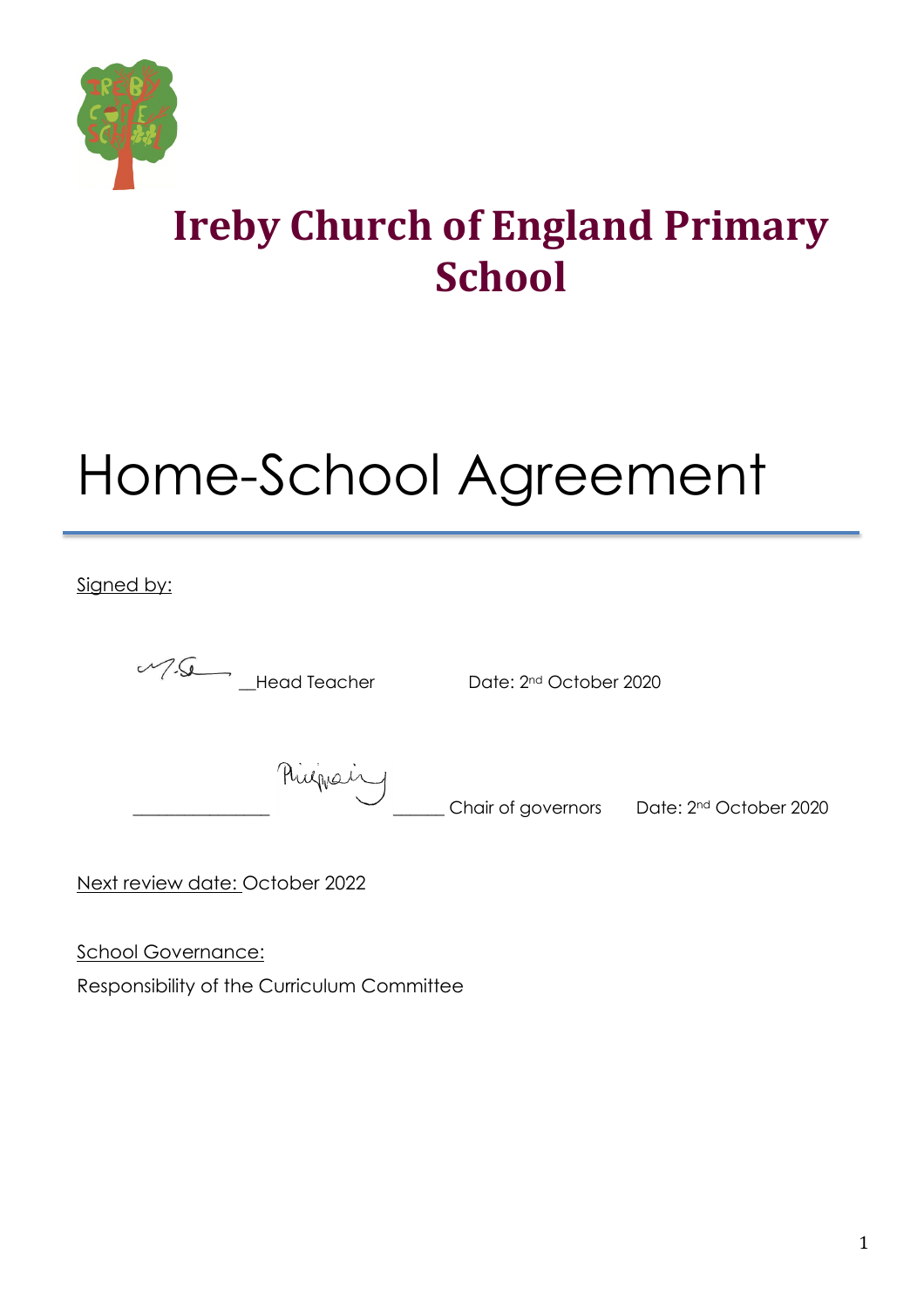# Ireby Church of England Primary School

# Home-School Agreement

Signed by:

__Head Teacher Date: 2nd October 2020

_______________ ______ Chair of governors Date: 2nd October 2020

Next review date: October 2022

School Governance:

Responsibility of the Curriculum Committee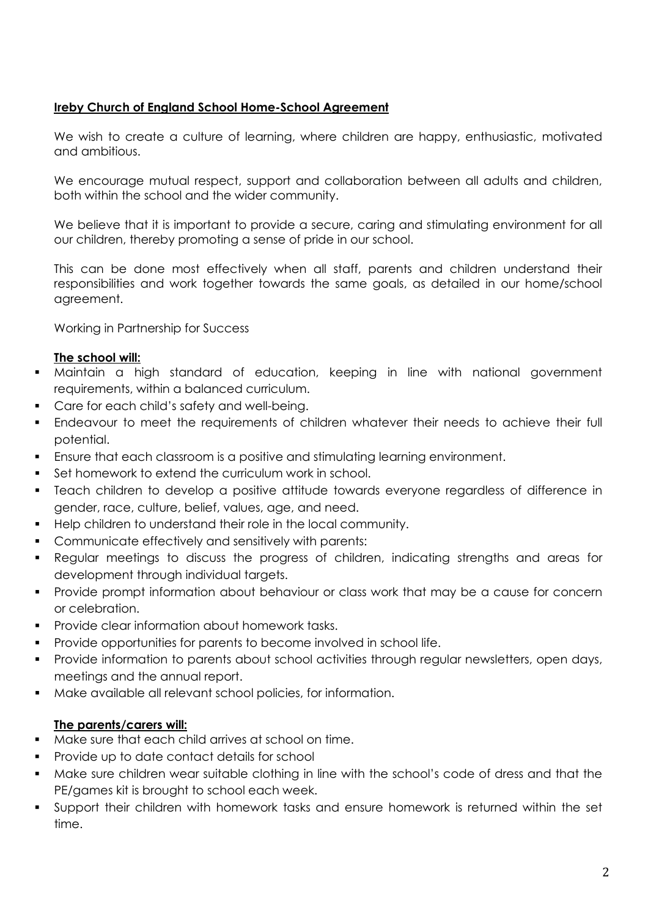**Ireby Church of England School Home-School Agreement**

We wish to create a culture of learning, where children are happy, enthusiastic, motivated and ambitious.

We encourage mutual respect, support and collaboration between all adults and children, both within the school and the wider community.

We believe that it is important to provide a secure, caring and stimulating environment for all our children, thereby promoting a sense of pride in our school.

This can be done most effectively when all staff, parents and children understand their responsibilities and work together towards the same goals, as detailed in our home/school agreement.

Working in Partnership for Success

**The school will:**

- Maintain a high standard of education, keeping in line with national government requirements, within a balanced curriculum.
- Care for each child's safety and well-being.
- Endeavour to meet the requirements of children whatever their needs to achieve their full potential.
- Ensure that each classroom is a positive and stimulating learning environment.
- Set homework to extend the curriculum work in school.
- Teach children to develop a positive attitude towards everyone regardless of difference in gender, race, culture, belief, values, age, and need.
- Help children to understand their role in the local community.
- Communicate effectively and sensitively with parents:
- Regular meetings to discuss the progress of children, indicating strengths and areas for development through individual targets.
- Provide prompt information about behaviour or class work that may be a cause for concern or celebration.
- Provide clear information about homework tasks.
- Provide opportunities for parents to become involved in school life.
- Provide information to parents about school activities through regular newsletters, open days, meetings and the annual report.
- Make available all relevant school policies, for information.

**The parents/carers will:**

- Make sure that each child arrives at school on time.
- Provide up to date contact details for school
- Make sure children wear suitable clothing in line with the school's code of dress and that the PE/games kit is brought to school each week.
- Support their children with homework tasks and ensure homework is returned within the set time.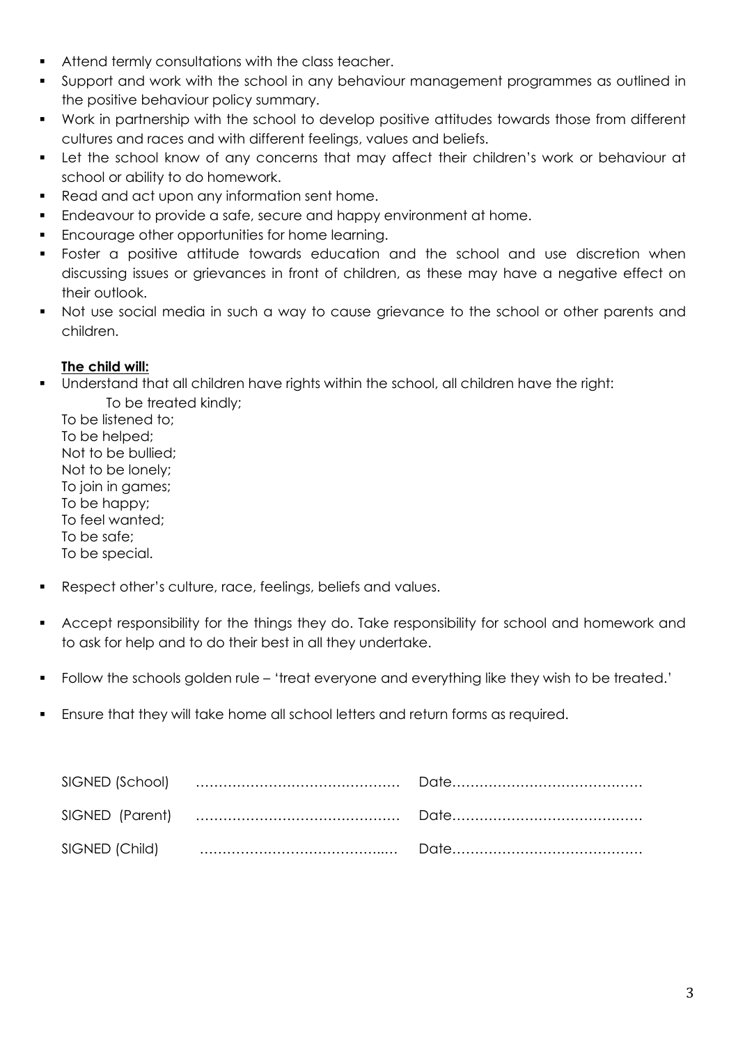- Attend termly consultations with the class teacher.
- Support and work with the school in any behaviour management programmes as outlined in the positive behaviour policy summary.
- Work in partnership with the school to develop positive attitudes towards those from different cultures and races and with different feelings, values and beliefs.
- Let the school know of any concerns that may affect their children's work or behaviour at school or ability to do homework.
- Read and act upon any information sent home.
- Endeavour to provide a safe, secure and happy environment at home.
- Encourage other opportunities for home learning.
- Foster a positive attitude towards education and the school and use discretion when discussing issues or grievances in front of children, as these may have a negative effect on their outlook.
- Not use social media in such a way to cause grievance to the school or other parents and children.

**The child will:**

- Understand that all children have rights within the school, all children have the right:

  To be treated kindly;
  To be listened to;
  To be helped;
  Not to be bullied;
  Not to be lonely;
  To join in games;
  To be happy;
  To feel wanted;
  To be safe;
  To be special.

- Respect other's culture, race, feelings, beliefs and values.

- Accept responsibility for the things they do. Take responsibility for school and homework and to ask for help and to do their best in all they undertake.

- Follow the schools golden rule – 'treat everyone and everything like they wish to be treated.'

- Ensure that they will take home all school letters and return forms as required.

SIGNED (School) ……………………………………… Date……………………………………

SIGNED (Parent) ……………………………………… Date……………………………………

SIGNED (Child) ……………………………………… Date……………………………………